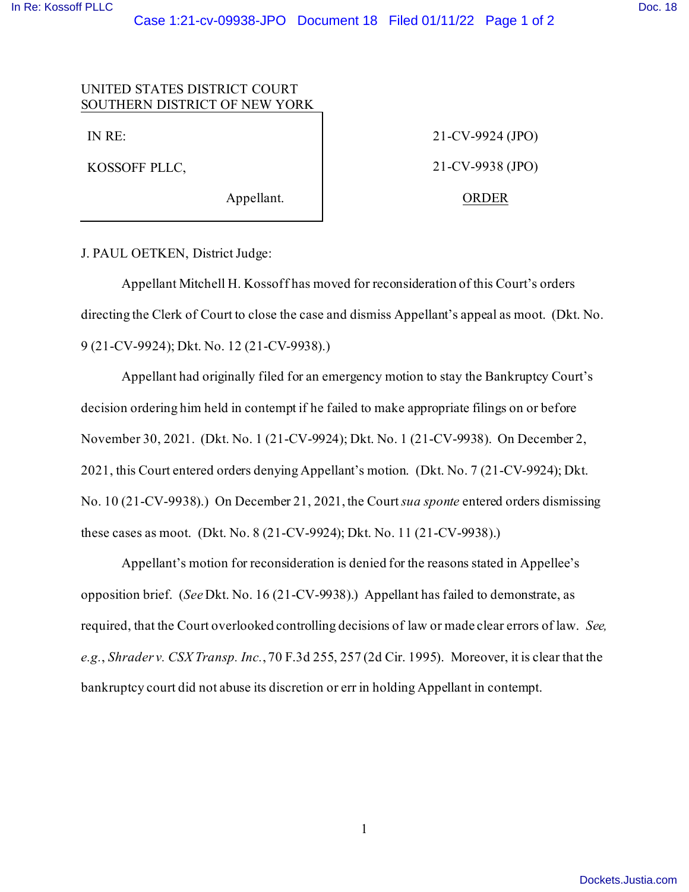UNITED STATES DISTRICT COURT
SOUTHERN DISTRICT OF NEW YORK

IN RE:

KOSSOFF PLLC,

Appellant.

21-CV-9924 (JPO)

21-CV-9938 (JPO)

ORDER

J. PAUL OETKEN, District Judge:

Appellant Mitchell H. Kossoff has moved for reconsideration of this Court's orders directing the Clerk of Court to close the case and dismiss Appellant's appeal as moot. (Dkt. No. 9 (21-CV-9924); Dkt. No. 12 (21-CV-9938).)

Appellant had originally filed for an emergency motion to stay the Bankruptcy Court's decision ordering him held in contempt if he failed to make appropriate filings on or before November 30, 2021. (Dkt. No. 1 (21-CV-9924); Dkt. No. 1 (21-CV-9938). On December 2, 2021, this Court entered orders denying Appellant's motion. (Dkt. No. 7 (21-CV-9924); Dkt. No. 10 (21-CV-9938).) On December 21, 2021, the Court *sua sponte* entered orders dismissing these cases as moot. (Dkt. No. 8 (21-CV-9924); Dkt. No. 11 (21-CV-9938).)

Appellant's motion for reconsideration is denied for the reasons stated in Appellee's opposition brief. (*See* Dkt. No. 16 (21-CV-9938).) Appellant has failed to demonstrate, as required, that the Court overlooked controlling decisions of law or made clear errors of law. *See, e.g.*, *Shrader v. CSX Transp. Inc.*, 70 F.3d 255, 257 (2d Cir. 1995). Moreover, it is clear that the bankruptcy court did not abuse its discretion or err in holding Appellant in contempt.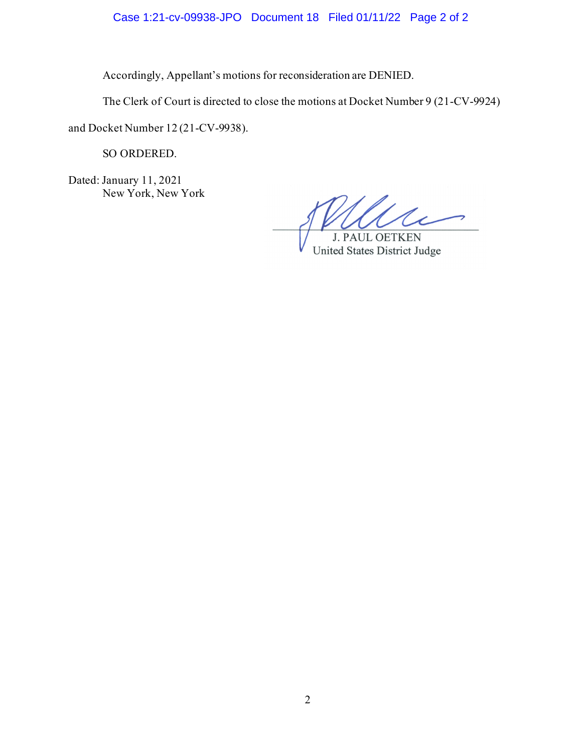Accordingly, Appellant's motions for reconsideration are DENIED.

The Clerk of Court is directed to close the motions at Docket Number 9 (21-CV-9924) and Docket Number 12 (21-CV-9938).

SO ORDERED.

Dated: January 11, 2021
New York, New York

J. PAUL OETKEN
United States District Judge